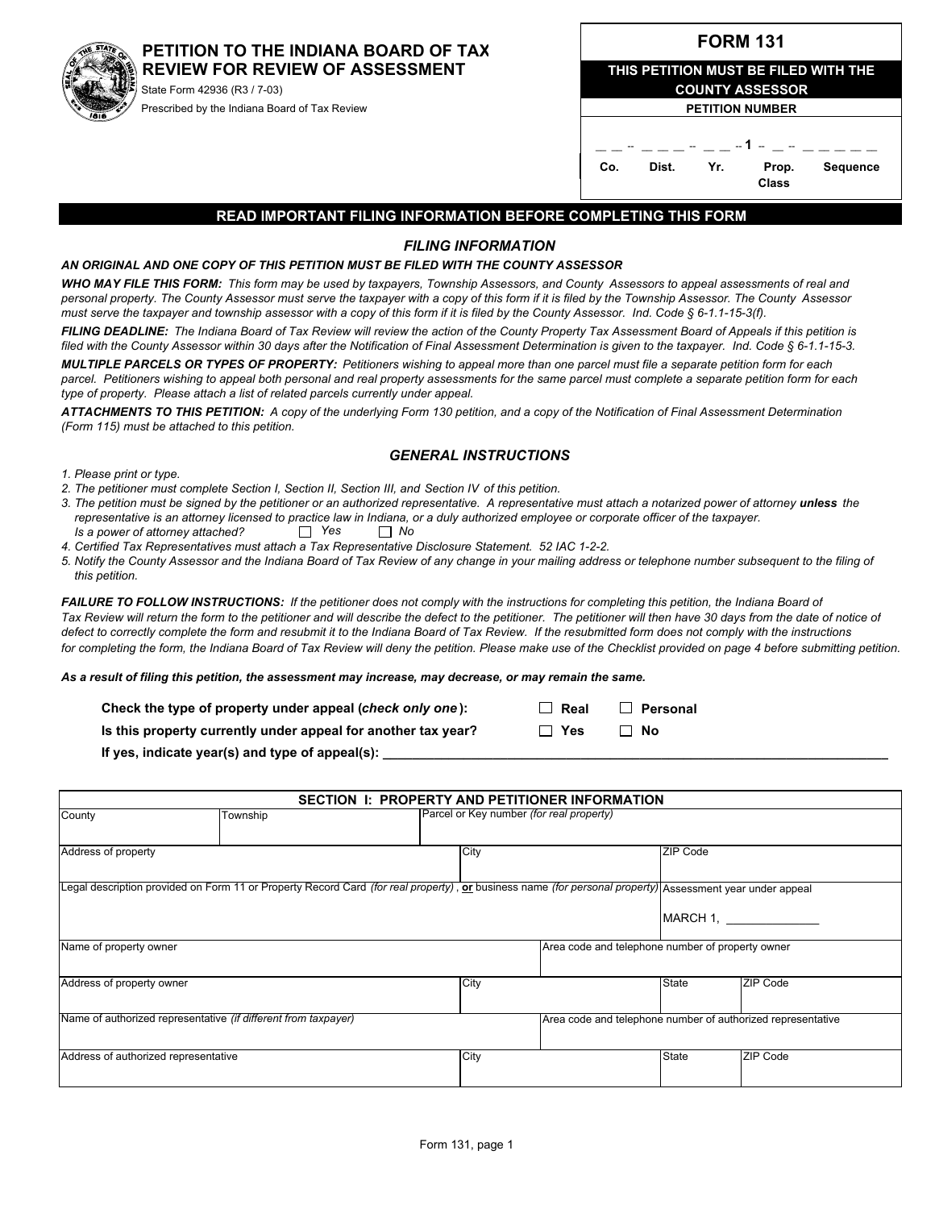# PETITION TO THE INDIANA BOARD OF TAX REVIEW FOR REVIEW OF ASSESSMENT

State Form 42936 (R3 / 7-03)

Prescribed by the Indiana Board of Tax Review

## FORM 131

**THIS PETITION MUST BE FILED WITH THE COUNTY ASSESSOR**

**PETITION NUMBER**

| __ __ - | __ __ __ - | __ __ - | 1 - __ - | __ __ __ __ __ |
|---|---|---|---|---|
| Co. | Dist. | Yr. | Prop. Class | Sequence |

**READ IMPORTANT FILING INFORMATION BEFORE COMPLETING THIS FORM**

### *FILING INFORMATION*

***AN ORIGINAL AND ONE COPY OF THIS PETITION MUST BE FILED WITH THE COUNTY ASSESSOR***

***WHO MAY FILE THIS FORM:*** *This form may be used by taxpayers, Township Assessors, and County Assessors to appeal assessments of real and personal property. The County Assessor must serve the taxpayer with a copy of this form if it is filed by the Township Assessor. The County Assessor must serve the taxpayer and township assessor with a copy of this form if it is filed by the County Assessor. Ind. Code § 6-1.1-15-3(f).*

***FILING DEADLINE:*** *The Indiana Board of Tax Review will review the action of the County Property Tax Assessment Board of Appeals if this petition is filed with the County Assessor within 30 days after the Notification of Final Assessment Determination is given to the taxpayer. Ind. Code § 6-1.1-15-3.*

***MULTIPLE PARCELS OR TYPES OF PROPERTY:*** *Petitioners wishing to appeal more than one parcel must file a separate petition form for each parcel. Petitioners wishing to appeal both personal and real property assessments for the same parcel must complete a separate petition form for each type of property. Please attach a list of related parcels currently under appeal.*

***ATTACHMENTS TO THIS PETITION:*** *A copy of the underlying Form 130 petition, and a copy of the Notification of Final Assessment Determination (Form 115) must be attached to this petition.*

### *GENERAL INSTRUCTIONS*

1. *Please print or type.*
2. *The petitioner must complete Section I, Section II, Section III, and Section IV of this petition.*
3. *The petition must be signed by the petitioner or an authorized representative. A representative must attach a notarized power of attorney* ***unless*** *the representative is an attorney licensed to practice law in Indiana, or a duly authorized employee or corporate officer of the taxpayer.*
   *Is a power of attorney attached?* ☐ *Yes* ☐ *No*
4. *Certified Tax Representatives must attach a Tax Representative Disclosure Statement. 52 IAC 1-2-2.*
5. *Notify the County Assessor and the Indiana Board of Tax Review of any change in your mailing address or telephone number subsequent to the filing of this petition.*

***FAILURE TO FOLLOW INSTRUCTIONS:*** *If the petitioner does not comply with the instructions for completing this petition, the Indiana Board of Tax Review will return the form to the petitioner and will describe the defect to the petitioner. The petitioner will then have 30 days from the date of notice of defect to correctly complete the form and resubmit it to the Indiana Board of Tax Review. If the resubmitted form does not comply with the instructions for completing the form, the Indiana Board of Tax Review will deny the petition. Please make use of the Checklist provided on page 4 before submitting petition.*

***As a result of filing this petition, the assessment may increase, may decrease, or may remain the same.***

**Check the type of property under appeal (*check only one*):** ☐ **Real** ☐ **Personal**

**Is this property currently under appeal for another tax year?** ☐ **Yes** ☐ **No**

**If yes, indicate year(s) and type of appeal(s):** ________________________________

| **SECTION I: PROPERTY AND PETITIONER INFORMATION** | | | | |
|---|---|---|---|---|
| County | Township | Parcel or Key number *(for real property)* | | |
| Address of property | | City | ZIP Code | |
| Legal description provided on Form 11 or Property Record Card *(for real property)*, **or** business name *(for personal property)* | | | Assessment year under appeal<br>MARCH 1, ____________ | |
| Name of property owner | | Area code and telephone number of property owner | | |
| Address of property owner | | City | State | ZIP Code |
| Name of authorized representative *(if different from taxpayer)* | | Area code and telephone number of authorized representative | | |
| Address of authorized representative | | City | State | ZIP Code |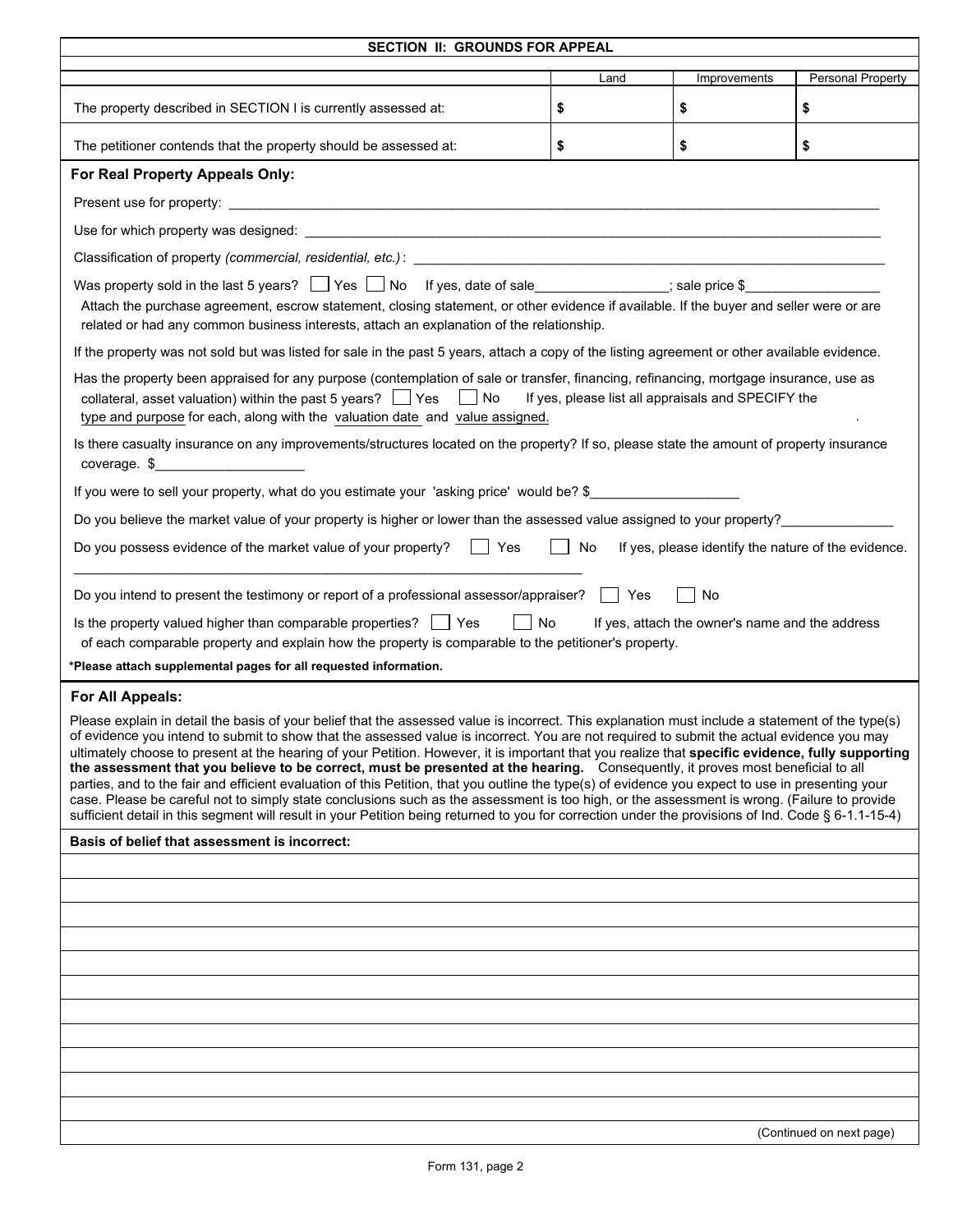## SECTION II: GROUNDS FOR APPEAL

| | Land | Improvements | Personal Property |
|---|---|---|---|
| The property described in SECTION I is currently assessed at: | $ | $ | $ |
| The petitioner contends that the property should be assessed at: | $ | $ | $ |

### For Real Property Appeals Only:

Present use for property: ______________________________________________________________

Use for which property was designed: ______________________________________________________

Classification of property *(commercial, residential, etc.)*: ____________________________________________

Was property sold in the last 5 years? ☐ Yes ☐ No If yes, date of sale_________________; sale price $_________________

Attach the purchase agreement, escrow statement, closing statement, or other evidence if available. If the buyer and seller were or are related or had any common business interests, attach an explanation of the relationship.

If the property was not sold but was listed for sale in the past 5 years, attach a copy of the listing agreement or other available evidence.

Has the property been appraised for any purpose (contemplation of sale or transfer, financing, refinancing, mortgage insurance, use as collateral, asset valuation) within the past 5 years? ☐ Yes ☐ No If yes, please list all appraisals and SPECIFY the type and purpose for each, along with the valuation date and value assigned.

Is there casualty insurance on any improvements/structures located on the property? If so, please state the amount of property insurance coverage. $___________________

If you were to sell your property, what do you estimate your 'asking price' would be? $___________________

Do you believe the market value of your property is higher or lower than the assessed value assigned to your property?______________

Do you possess evidence of the market value of your property? ☐ Yes ☐ No If yes, please identify the nature of the evidence.

_______________________________________________________________________

Do you intend to present the testimony or report of a professional assessor/appraiser? ☐ Yes ☐ No

Is the property valued higher than comparable properties? ☐ Yes ☐ No If yes, attach the owner's name and the address of each comparable property and explain how the property is comparable to the petitioner's property.

**\*Please attach supplemental pages for all requested information.**

### For All Appeals:

Please explain in detail the basis of your belief that the assessed value is incorrect. This explanation must include a statement of the type(s) of evidence you intend to submit to show that the assessed value is incorrect. You are not required to submit the actual evidence you may ultimately choose to present at the hearing of your Petition. However, it is important that you realize that **specific evidence, fully supporting the assessment that you believe to be correct, must be presented at the hearing.** Consequently, it proves most beneficial to all parties, and to the fair and efficient evaluation of this Petition, that you outline the type(s) of evidence you expect to use in presenting your case. Please be careful not to simply state conclusions such as the assessment is too high, or the assessment is wrong. (Failure to provide sufficient detail in this segment will result in your Petition being returned to you for correction under the provisions of Ind. Code § 6-1.1-15-4)

**Basis of belief that assessment is incorrect:**

(Continued on next page)

Form 131, page 2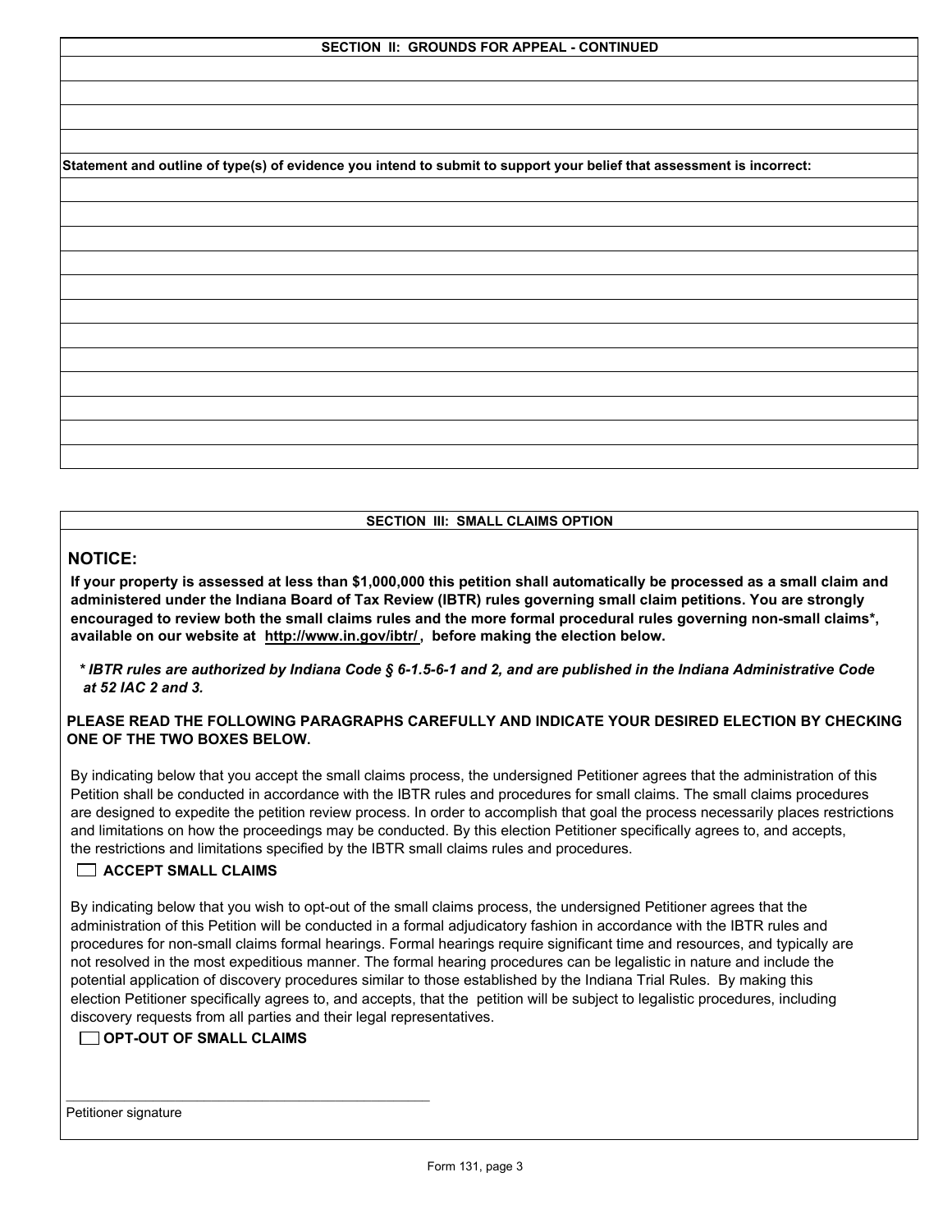## SECTION II: GROUNDS FOR APPEAL - CONTINUED

**Statement and outline of type(s) of evidence you intend to submit to support your belief that assessment is incorrect:**

## SECTION III: SMALL CLAIMS OPTION

### NOTICE:

**If your property is assessed at less than $1,000,000 this petition shall automatically be processed as a small claim and administered under the Indiana Board of Tax Review (IBTR) rules governing small claim petitions. You are strongly encouraged to review both the small claims rules and the more formal procedural rules governing non-small claims*, available on our website at http://www.in.gov/ibtr/, before making the election below.**

***\* IBTR rules are authorized by Indiana Code § 6-1.5-6-1 and 2, and are published in the Indiana Administrative Code at 52 IAC 2 and 3.***

**PLEASE READ THE FOLLOWING PARAGRAPHS CAREFULLY AND INDICATE YOUR DESIRED ELECTION BY CHECKING ONE OF THE TWO BOXES BELOW.**

By indicating below that you accept the small claims process, the undersigned Petitioner agrees that the administration of this Petition shall be conducted in accordance with the IBTR rules and procedures for small claims. The small claims procedures are designed to expedite the petition review process. In order to accomplish that goal the process necessarily places restrictions and limitations on how the proceedings may be conducted. By this election Petitioner specifically agrees to, and accepts, the restrictions and limitations specified by the IBTR small claims rules and procedures.

☐ **ACCEPT SMALL CLAIMS**

By indicating below that you wish to opt-out of the small claims process, the undersigned Petitioner agrees that the administration of this Petition will be conducted in a formal adjudicatory fashion in accordance with the IBTR rules and procedures for non-small claims formal hearings. Formal hearings require significant time and resources, and typically are not resolved in the most expeditious manner. The formal hearing procedures can be legalistic in nature and include the potential application of discovery procedures similar to those established by the Indiana Trial Rules. By making this election Petitioner specifically agrees to, and accepts, that the petition will be subject to legalistic procedures, including discovery requests from all parties and their legal representatives.

☐ **OPT-OUT OF SMALL CLAIMS**

\_\_\_\_\_\_\_\_\_\_\_\_\_\_\_\_\_\_\_\_\_\_\_\_\_\_\_\_\_\_\_\_\_\_\_\_\_\_\_\_

Petitioner signature

Form 131, page 3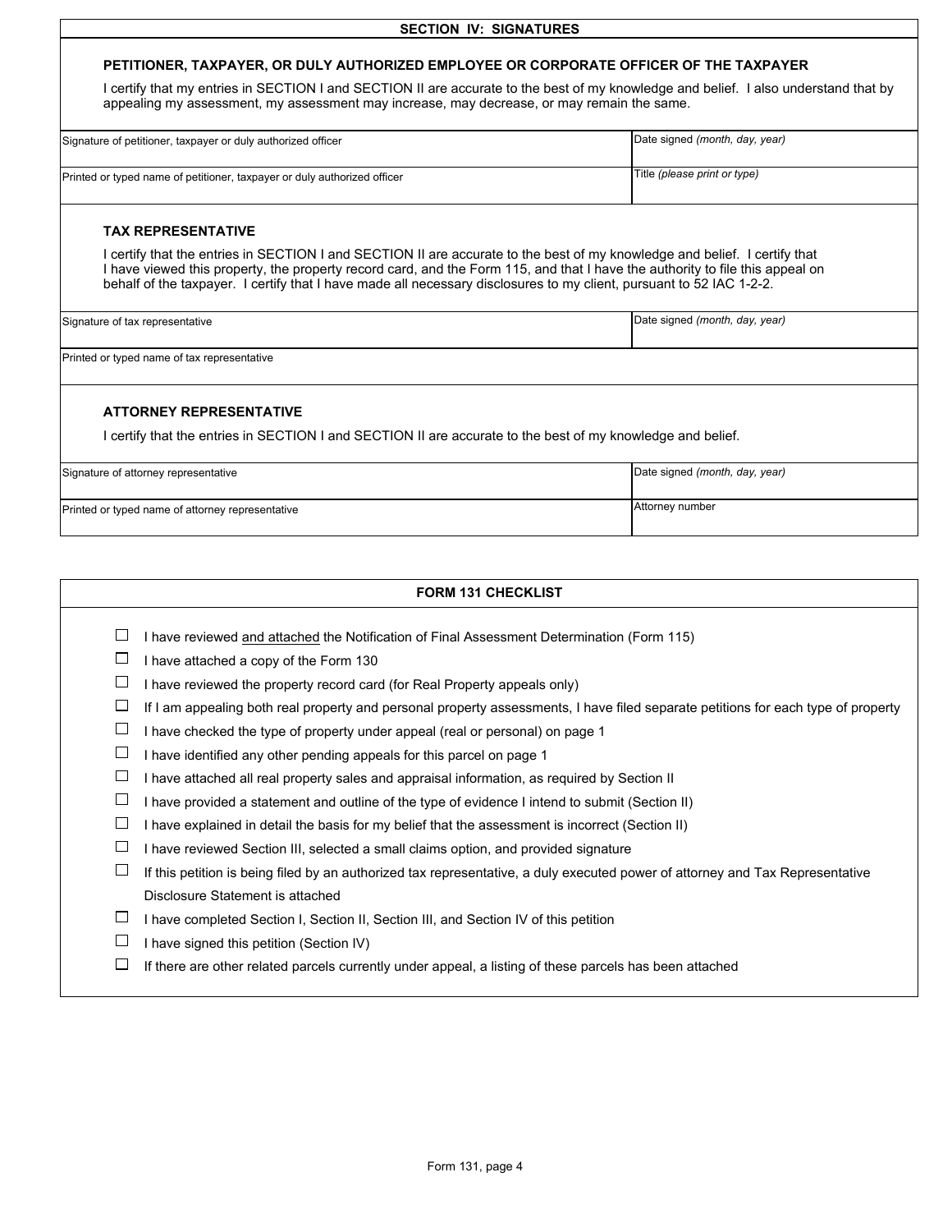## SECTION IV: SIGNATURES

**PETITIONER, TAXPAYER, OR DULY AUTHORIZED EMPLOYEE OR CORPORATE OFFICER OF THE TAXPAYER**

I certify that my entries in SECTION I and SECTION II are accurate to the best of my knowledge and belief. I also understand that by appealing my assessment, my assessment may increase, may decrease, or may remain the same.

| | |
|---|---|
| Signature of petitioner, taxpayer or duly authorized officer | Date signed *(month, day, year)* |
| Printed or typed name of petitioner, taxpayer or duly authorized officer | Title *(please print or type)* |

**TAX REPRESENTATIVE**

I certify that the entries in SECTION I and SECTION II are accurate to the best of my knowledge and belief. I certify that I have viewed this property, the property record card, and the Form 115, and that I have the authority to file this appeal on behalf of the taxpayer. I certify that I have made all necessary disclosures to my client, pursuant to 52 IAC 1-2-2.

| | |
|---|---|
| Signature of tax representative | Date signed *(month, day, year)* |
| Printed or typed name of tax representative | |

**ATTORNEY REPRESENTATIVE**

I certify that the entries in SECTION I and SECTION II are accurate to the best of my knowledge and belief.

| | |
|---|---|
| Signature of attorney representative | Date signed *(month, day, year)* |
| Printed or typed name of attorney representative | Attorney number |

## FORM 131 CHECKLIST

- ☐ I have reviewed and attached the Notification of Final Assessment Determination (Form 115)
- ☐ I have attached a copy of the Form 130
- ☐ I have reviewed the property record card (for Real Property appeals only)
- ☐ If I am appealing both real property and personal property assessments, I have filed separate petitions for each type of property
- ☐ I have checked the type of property under appeal (real or personal) on page 1
- ☐ I have identified any other pending appeals for this parcel on page 1
- ☐ I have attached all real property sales and appraisal information, as required by Section II
- ☐ I have provided a statement and outline of the type of evidence I intend to submit (Section II)
- ☐ I have explained in detail the basis for my belief that the assessment is incorrect (Section II)
- ☐ I have reviewed Section III, selected a small claims option, and provided signature
- ☐ If this petition is being filed by an authorized tax representative, a duly executed power of attorney and Tax Representative Disclosure Statement is attached
- ☐ I have completed Section I, Section II, Section III, and Section IV of this petition
- ☐ I have signed this petition (Section IV)
- ☐ If there are other related parcels currently under appeal, a listing of these parcels has been attached